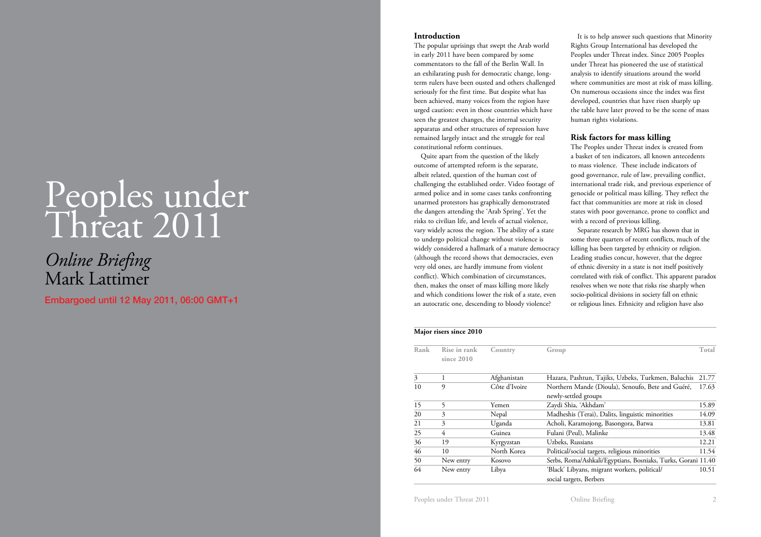# Peoples under Threat 2011

## *Online Briefing*
## Mark Lattimer

**Embargoed until 12 May 2011, 06:00 GMT+1**

### Introduction

The popular uprisings that swept the Arab world in early 2011 have been compared by some commentators to the fall of the Berlin Wall. In an exhilarating push for democratic change, long-term rulers have been ousted and others challenged seriously for the first time. But despite what has been achieved, many voices from the region have urged caution: even in those countries which have seen the greatest changes, the internal security apparatus and other structures of repression have remained largely intact and the struggle for real constitutional reform continues.

Quite apart from the question of the likely outcome of attempted reform is the separate, albeit related, question of the human cost of challenging the established order. Video footage of armed police and in some cases tanks confronting unarmed protestors has graphically demonstrated the dangers attending the 'Arab Spring'. Yet the risks to civilian life, and levels of actual violence, vary widely across the region. The ability of a state to undergo political change without violence is widely considered a hallmark of a mature democracy (although the record shows that democracies, even very old ones, are hardly immune from violent conflict). Which combination of circumstances, then, makes the onset of mass killing more likely and which conditions lower the risk of a state, even an autocratic one, descending to bloody violence?

It is to help answer such questions that Minority Rights Group International has developed the Peoples under Threat index. Since 2005 Peoples under Threat has pioneered the use of statistical analysis to identify situations around the world where communities are most at risk of mass killing. On numerous occasions since the index was first developed, countries that have risen sharply up the table have later proved to be the scene of mass human rights violations.

### Risk factors for mass killing

The Peoples under Threat index is created from a basket of ten indicators, all known antecedents to mass violence. These include indicators of good governance, rule of law, prevailing conflict, international trade risk, and previous experience of genocide or political mass killing. They reflect the fact that communities are more at risk in closed states with poor governance, prone to conflict and with a record of previous killing.

Separate research by MRG has shown that in some three quarters of recent conflicts, much of the killing has been targeted by ethnicity or religion. Leading studies concur, however, that the degree of ethnic diversity in a state is not itself positively correlated with risk of conflict. This apparent paradox resolves when we note that risks rise sharply when socio-political divisions in society fall on ethnic or religious lines. Ethnicity and religion have also

**Major risers since 2010**

| Rank | Rise in rank since 2010 | Country | Group | Total |
|---|---|---|---|---|
| 3 | 1 | Afghanistan | Hazara, Pashtun, Tajiks, Uzbeks, Turkmen, Baluchis | 21.77 |
| 10 | 9 | Côte d'Ivoire | Northern Mande (Dioula), Senoufo, Bete and Guéré, newly-settled groups | 17.63 |
| 15 | 5 | Yemen | Zaydi Shia, 'Akhdam' | 15.89 |
| 20 | 3 | Nepal | Madheshis (Terai), Dalits, linguistic minorities | 14.09 |
| 21 | 3 | Uganda | Acholi, Karamojong, Basongora, Batwa | 13.81 |
| 25 | 4 | Guinea | Fulani (Peul), Malinke | 13.48 |
| 36 | 19 | Kyrgyzstan | Uzbeks, Russians | 12.21 |
| 46 | 10 | North Korea | Political/social targets, religious minorities | 11.54 |
| 50 | New entry | Kosovo | Serbs, Roma/Ashkali/Egyptians, Bosniaks, Turks, Gorani | 11.40 |
| 64 | New entry | Libya | 'Black' Libyans, migrant workers, political/social targets, Berbers | 10.51 |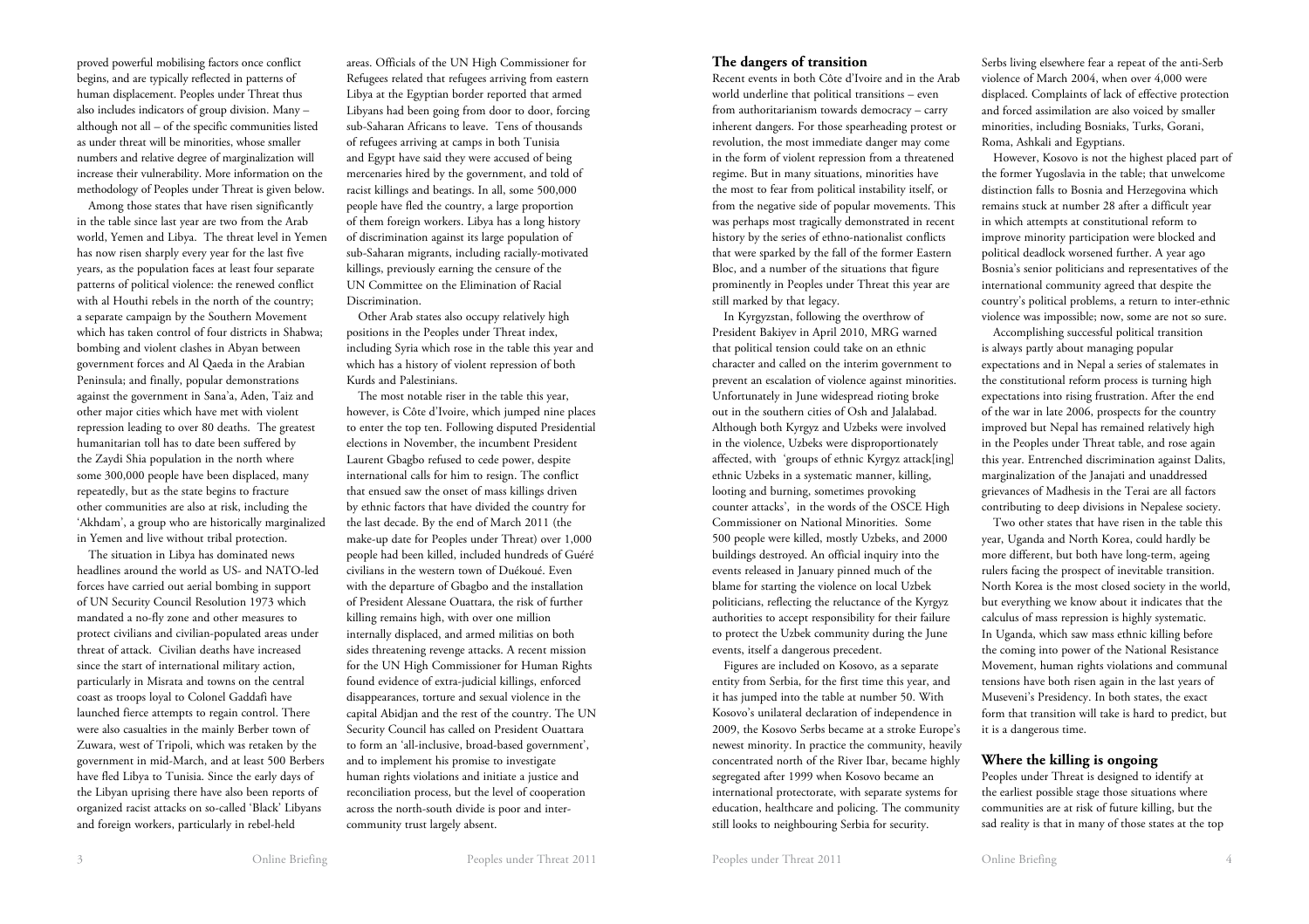proved powerful mobilising factors once conflict begins, and are typically reflected in patterns of human displacement. Peoples under Threat thus also includes indicators of group division. Many – although not all – of the specific communities listed as under threat will be minorities, whose smaller numbers and relative degree of marginalization will increase their vulnerability. More information on the methodology of Peoples under Threat is given below.

Among those states that have risen significantly in the table since last year are two from the Arab world, Yemen and Libya. The threat level in Yemen has now risen sharply every year for the last five years, as the population faces at least four separate patterns of political violence: the renewed conflict with al Houthi rebels in the north of the country; a separate campaign by the Southern Movement which has taken control of four districts in Shabwa; bombing and violent clashes in Abyan between government forces and Al Qaeda in the Arabian Peninsula; and finally, popular demonstrations against the government in Sana'a, Aden, Taiz and other major cities which have met with violent repression leading to over 80 deaths. The greatest humanitarian toll has to date been suffered by the Zaydi Shia population in the north where some 300,000 people have been displaced, many repeatedly, but as the state begins to fracture other communities are also at risk, including the 'Akhdam', a group who are historically marginalized in Yemen and live without tribal protection.

The situation in Libya has dominated news headlines around the world as US- and NATO-led forces have carried out aerial bombing in support of UN Security Council Resolution 1973 which mandated a no-fly zone and other measures to protect civilians and civilian-populated areas under threat of attack. Civilian deaths have increased since the start of international military action, particularly in Misrata and towns on the central coast as troops loyal to Colonel Gaddafi have launched fierce attempts to regain control. There were also casualties in the mainly Berber town of Zuwara, west of Tripoli, which was retaken by the government in mid-March, and at least 500 Berbers have fled Libya to Tunisia. Since the early days of the Libyan uprising there have also been reports of organized racist attacks on so-called 'Black' Libyans and foreign workers, particularly in rebel-held areas. Officials of the UN High Commissioner for Refugees related that refugees arriving from eastern Libya at the Egyptian border reported that armed Libyans had been going from door to door, forcing sub-Saharan Africans to leave. Tens of thousands of refugees arriving at camps in both Tunisia and Egypt have said they were accused of being mercenaries hired by the government, and told of racist killings and beatings. In all, some 500,000 people have fled the country, a large proportion of them foreign workers. Libya has a long history of discrimination against its large population of sub-Saharan migrants, including racially-motivated killings, previously earning the censure of the UN Committee on the Elimination of Racial Discrimination.

Other Arab states also occupy relatively high positions in the Peoples under Threat index, including Syria which rose in the table this year and which has a history of violent repression of both Kurds and Palestinians.

The most notable riser in the table this year, however, is Côte d'Ivoire, which jumped nine places to enter the top ten. Following disputed Presidential elections in November, the incumbent President Laurent Gbagbo refused to cede power, despite international calls for him to resign. The conflict that ensued saw the onset of mass killings driven by ethnic factors that have divided the country for the last decade. By the end of March 2011 (the make-up date for Peoples under Threat) over 1,000 people had been killed, included hundreds of Guéré civilians in the western town of Duékoué. Even with the departure of Gbagbo and the installation of President Alessane Ouattara, the risk of further killing remains high, with over one million internally displaced, and armed militias on both sides threatening revenge attacks. A recent mission for the UN High Commissioner for Human Rights found evidence of extra-judicial killings, enforced disappearances, torture and sexual violence in the capital Abidjan and the rest of the country. The UN Security Council has called on President Ouattara to form an 'all-inclusive, broad-based government', and to implement his promise to investigate human rights violations and initiate a justice and reconciliation process, but the level of cooperation across the north-south divide is poor and inter-community trust largely absent.

## The dangers of transition

Recent events in both Côte d'Ivoire and in the Arab world underline that political transitions – even from authoritarianism towards democracy – carry inherent dangers. For those spearheading protest or revolution, the most immediate danger may come in the form of violent repression from a threatened regime. But in many situations, minorities have the most to fear from political instability itself, or from the negative side of popular movements. This was perhaps most tragically demonstrated in recent history by the series of ethno-nationalist conflicts that were sparked by the fall of the former Eastern Bloc, and a number of the situations that figure prominently in Peoples under Threat this year are still marked by that legacy.

In Kyrgyzstan, following the overthrow of President Bakiyev in April 2010, MRG warned that political tension could take on an ethnic character and called on the interim government to prevent an escalation of violence against minorities. Unfortunately in June widespread rioting broke out in the southern cities of Osh and Jalalabad. Although both Kyrgyz and Uzbeks were involved in the violence, Uzbeks were disproportionately affected, with 'groups of ethnic Kyrgyz attack[ing] ethnic Uzbeks in a systematic manner, killing, looting and burning, sometimes provoking counter attacks', in the words of the OSCE High Commissioner on National Minorities. Some 500 people were killed, mostly Uzbeks, and 2000 buildings destroyed. An official inquiry into the events released in January pinned much of the blame for starting the violence on local Uzbek politicians, reflecting the reluctance of the Kyrgyz authorities to accept responsibility for their failure to protect the Uzbek community during the June events, itself a dangerous precedent.

Figures are included on Kosovo, as a separate entity from Serbia, for the first time this year, and it has jumped into the table at number 50. With Kosovo's unilateral declaration of independence in 2009, the Kosovo Serbs became at a stroke Europe's newest minority. In practice the community, heavily concentrated north of the River Ibar, became highly segregated after 1999 when Kosovo became an international protectorate, with separate systems for education, healthcare and policing. The community still looks to neighbouring Serbia for security. Serbs living elsewhere fear a repeat of the anti-Serb violence of March 2004, when over 4,000 were displaced. Complaints of lack of effective protection and forced assimilation are also voiced by smaller minorities, including Bosniaks, Turks, Gorani, Roma, Ashkali and Egyptians.

However, Kosovo is not the highest placed part of the former Yugoslavia in the table; that unwelcome distinction falls to Bosnia and Herzegovina which remains stuck at number 28 after a difficult year in which attempts at constitutional reform to improve minority participation were blocked and political deadlock worsened further. A year ago Bosnia's senior politicians and representatives of the international community agreed that despite the country's political problems, a return to inter-ethnic violence was impossible; now, some are not so sure.

Accomplishing successful political transition is always partly about managing popular expectations and in Nepal a series of stalemates in the constitutional reform process is turning high expectations into rising frustration. After the end of the war in late 2006, prospects for the country improved but Nepal has remained relatively high in the Peoples under Threat table, and rose again this year. Entrenched discrimination against Dalits, marginalization of the Janajati and unaddressed grievances of Madhesis in the Terai are all factors contributing to deep divisions in Nepalese society.

Two other states that have risen in the table this year, Uganda and North Korea, could hardly be more different, but both have long-term, ageing rulers facing the prospect of inevitable transition. North Korea is the most closed society in the world, but everything we know about it indicates that the calculus of mass repression is highly systematic. In Uganda, which saw mass ethnic killing before the coming into power of the National Resistance Movement, human rights violations and communal tensions have both risen again in the last years of Museveni's Presidency. In both states, the exact form that transition will take is hard to predict, but it is a dangerous time.

## Where the killing is ongoing

Peoples under Threat is designed to identify at the earliest possible stage those situations where communities are at risk of future killing, but the sad reality is that in many of those states at the top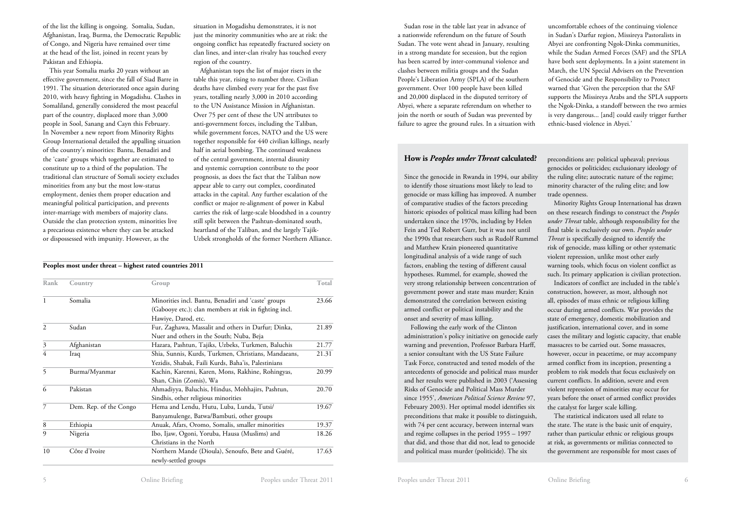of the list the killing is ongoing. Somalia, Sudan, Afghanistan, Iraq, Burma, the Democratic Republic of Congo, and Nigeria have remained over time at the head of the list, joined in recent years by Pakistan and Ethiopia.

This year Somalia marks 20 years without an effective government, since the fall of Siad Barre in 1991. The situation deteriorated once again during 2010, with heavy fighting in Mogadishu. Clashes in Somaliland, generally considered the most peaceful part of the country, displaced more than 3,000 people in Sool, Sanang and Cayn this February. In November a new report from Minority Rights Group International detailed the appalling situation of the country's minorities: Bantu, Benadiri and the 'caste' groups which together are estimated to constitute up to a third of the population. The traditional clan structure of Somali society excludes minorities from any but the most low-status employment, denies them proper education and meaningful political participation, and prevents inter-marriage with members of majority clans. Outside the clan protection system, minorities live a precarious existence where they can be attacked or dispossessed with impunity. However, as the situation in Mogadishu demonstrates, it is not just the minority communities who are at risk: the ongoing conflict has repeatedly fractured society on clan lines, and inter-clan rivalry has touched every region of the country.

Afghanistan tops the list of major risers in the table this year, rising to number three. Civilian deaths have climbed every year for the past five years, totalling nearly 3,000 in 2010 according to the UN Assistance Mission in Afghanistan. Over 75 per cent of these the UN attributes to anti-government forces, including the Taliban, while government forces, NATO and the US were together responsible for 440 civilian killings, nearly half in aerial bombing. The continued weakness of the central government, internal disunity and systemic corruption contribute to the poor prognosis, as does the fact that the Taliban now appear able to carry out complex, coordinated attacks in the capital. Any further escalation of the conflict or major re-alignment of power in Kabul carries the risk of large-scale bloodshed in a country still split between the Pashtun-dominated south, heartland of the Taliban, and the largely Tajik-Uzbek strongholds of the former Northern Alliance.

**Peoples most under threat – highest rated countries 2011**

| Rank | Country | Group | Total |
|---|---|---|---|
| 1 | Somalia | Minorities incl. Bantu, Benadiri and 'caste' groups (Gabooye etc.); clan members at risk in fighting incl. Hawiye, Darod, etc. | 23.66 |
| 2 | Sudan | Fur, Zaghawa, Massalit and others in Darfur; Dinka, Nuer and others in the South; Nuba, Beja | 21.89 |
| 3 | Afghanistan | Hazara, Pashtun, Tajiks, Uzbeks, Turkmen, Baluchis | 21.77 |
| 4 | Iraq | Shia, Sunnis, Kurds, Turkmen, Christians, Mandaeans, Yezidis, Shabak, Faili Kurds, Baha'is, Palestinians | 21.31 |
| 5 | Burma/Myanmar | Kachin, Karenni, Karen, Mons, Rakhine, Rohingyas, Shan, Chin (Zomis), Wa | 20.99 |
| 6 | Pakistan | Ahmadiyya, Baluchis, Hindus, Mohhajirs, Pashtun, Sindhis, other religious minorities | 20.70 |
| 7 | Dem. Rep. of the Congo | Hema and Lendu, Hutu, Luba, Lunda, Tutsi/ Banyamulenge, Batwa/Bambuti, other groups | 19.67 |
| 8 | Ethiopia | Anuak, Afars, Oromo, Somalis, smaller minorities | 19.37 |
| 9 | Nigeria | Ibo, Ijaw, Ogoni, Yoruba, Hausa (Muslims) and Christians in the North | 18.26 |
| 10 | Côte d'Ivoire | Northern Mande (Dioula), Senoufo, Bete and Guéré, newly-settled groups | 17.63 |

Sudan rose in the table last year in advance of a nationwide referendum on the future of South Sudan. The vote went ahead in January, resulting in a strong mandate for secession, but the region has been scarred by inter-communal violence and clashes between militia groups and the Sudan People's Liberation Army (SPLA) of the southern government. Over 100 people have been killed and 20,000 displaced in the disputed territory of Abyei, where a separate referendum on whether to join the north or south of Sudan was prevented by failure to agree the ground rules. In a situation with uncomfortable echoes of the continuing violence in Sudan's Darfur region, Missireya Pastoralists in Abyei are confronting Ngok-Dinka communities, while the Sudan Armed Forces (SAF) and the SPLA have both sent deployments. In a joint statement in March, the UN Special Advisers on the Prevention of Genocide and the Responsibility to Protect warned that 'Given the perception that the SAF supports the Missireya Arabs and the SPLA supports the Ngok-Dinka, a standoff between the two armies is very dangerous... [and] could easily trigger further ethnic-based violence in Abyei.'

## How is *Peoples under Threat* calculated?

Since the genocide in Rwanda in 1994, our ability to identify those situations most likely to lead to genocide or mass killing has improved. A number of comparative studies of the factors preceding historic episodes of political mass killing had been undertaken since the 1970s, including by Helen Fein and Ted Robert Gurr, but it was not until the 1990s that researchers such as Rudolf Rummel and Matthew Krain pioneered quantitative longitudinal analysis of a wide range of such factors, enabling the testing of different causal hypotheses. Rummel, for example, showed the very strong relationship between concentration of government power and state mass murder; Krain demonstrated the correlation between existing armed conflict or political instability and the onset and severity of mass killing.

Following the early work of the Clinton administration's policy initiative on genocide early warning and prevention, Professor Barbara Harff, a senior consultant with the US State Failure Task Force, constructed and tested models of the antecedents of genocide and political mass murder and her results were published in 2003 ('Assessing Risks of Genocide and Political Mass Murder since 1955', *American Political Science Review* 97, February 2003). Her optimal model identifies six preconditions that make it possible to distinguish, with 74 per cent accuracy, between internal wars and regime collapses in the period 1955 – 1997 that did, and those that did not, lead to genocide and political mass murder (politicide). The six preconditions are: political upheaval; previous genocides or politicides; exclusionary ideology of the ruling elite; autocratic nature of the regime; minority character of the ruling elite; and low trade openness.

Minority Rights Group International has drawn on these research findings to construct the *Peoples under Threat* table, although responsibility for the final table is exclusively our own. *Peoples under Threat* is specifically designed to identify the risk of genocide, mass killing or other systematic violent repression, unlike most other early warning tools, which focus on violent conflict as such. Its primary application is civilian protection.

Indicators of conflict are included in the table's construction, however, as most, although not all, episodes of mass ethnic or religious killing occur during armed conflicts. War provides the state of emergency, domestic mobilization and justification, international cover, and in some cases the military and logistic capacity, that enable massacres to be carried out. Some massacres, however, occur in peacetime, or may accompany armed conflict from its inception, presenting a problem to risk models that focus exclusively on current conflicts. In addition, severe and even violent repression of minorities may occur for years before the onset of armed conflict provides the catalyst for larger scale killing.

The statistical indicators used all relate to the state. The state is the basic unit of enquiry, rather than particular ethnic or religious groups at risk, as governments or militias connected to the government are responsible for most cases of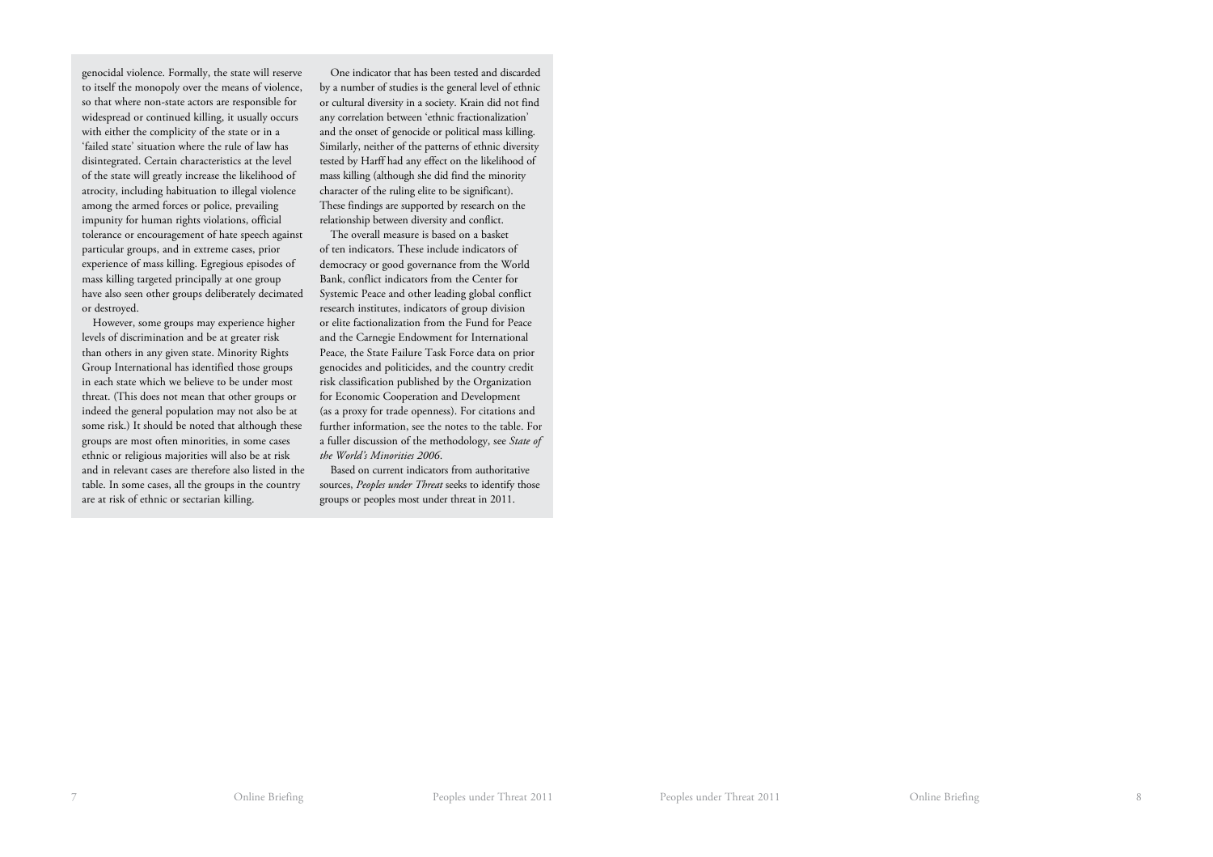genocidal violence. Formally, the state will reserve to itself the monopoly over the means of violence, so that where non-state actors are responsible for widespread or continued killing, it usually occurs with either the complicity of the state or in a 'failed state' situation where the rule of law has disintegrated. Certain characteristics at the level of the state will greatly increase the likelihood of atrocity, including habituation to illegal violence among the armed forces or police, prevailing impunity for human rights violations, official tolerance or encouragement of hate speech against particular groups, and in extreme cases, prior experience of mass killing. Egregious episodes of mass killing targeted principally at one group have also seen other groups deliberately decimated or destroyed.

However, some groups may experience higher levels of discrimination and be at greater risk than others in any given state. Minority Rights Group International has identified those groups in each state which we believe to be under most threat. (This does not mean that other groups or indeed the general population may not also be at some risk.) It should be noted that although these groups are most often minorities, in some cases ethnic or religious majorities will also be at risk and in relevant cases are therefore also listed in the table. In some cases, all the groups in the country are at risk of ethnic or sectarian killing.

One indicator that has been tested and discarded by a number of studies is the general level of ethnic or cultural diversity in a society. Krain did not find any correlation between 'ethnic fractionalization' and the onset of genocide or political mass killing. Similarly, neither of the patterns of ethnic diversity tested by Harff had any effect on the likelihood of mass killing (although she did find the minority character of the ruling elite to be significant). These findings are supported by research on the relationship between diversity and conflict.

The overall measure is based on a basket of ten indicators. These include indicators of democracy or good governance from the World Bank, conflict indicators from the Center for Systemic Peace and other leading global conflict research institutes, indicators of group division or elite factionalization from the Fund for Peace and the Carnegie Endowment for International Peace, the State Failure Task Force data on prior genocides and politicides, and the country credit risk classification published by the Organization for Economic Cooperation and Development (as a proxy for trade openness). For citations and further information, see the notes to the table. For a fuller discussion of the methodology, see *State of the World's Minorities 2006*.

Based on current indicators from authoritative sources, *Peoples under Threat* seeks to identify those groups or peoples most under threat in 2011.